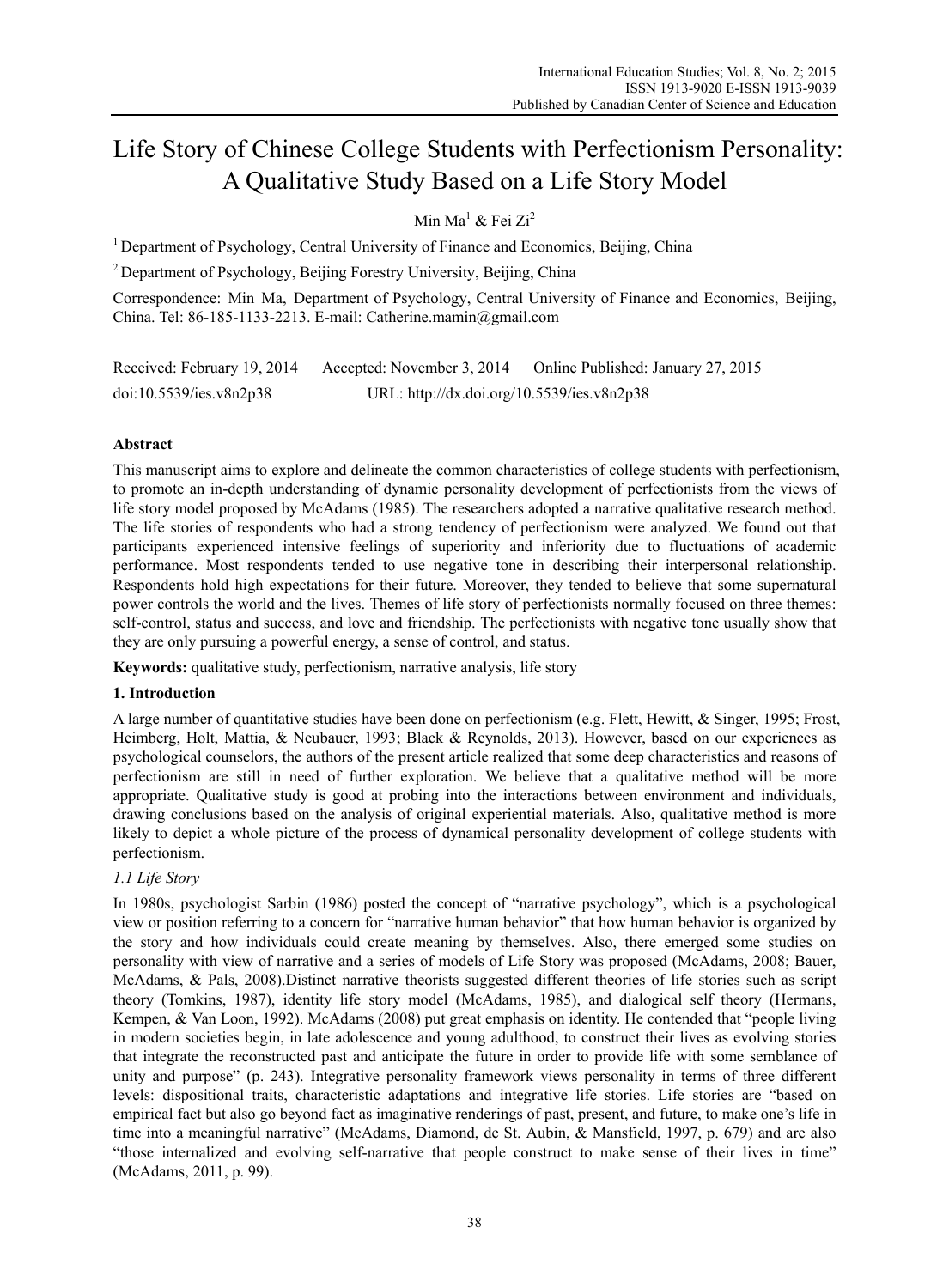# Life Story of Chinese College Students with Perfectionism Personality: A Qualitative Study Based on a Life Story Model

Min Ma[1] & Fei Zi[2]

[1] Department of Psychology, Central University of Finance and Economics, Beijing, China

[2] Department of Psychology, Beijing Forestry University, Beijing, China

Correspondence: Min Ma, Department of Psychology, Central University of Finance and Economics, Beijing, China. Tel: 86-185-1133-2213. E-mail: Catherine.mamin@gmail.com

Received: February 19, 2014 Accepted: November 3, 2014 Online Published: January 27, 2015

doi:10.5539/ies.v8n2p38 URL: http://dx.doi.org/10.5539/ies.v8n2p38

## Abstract

This manuscript aims to explore and delineate the common characteristics of college students with perfectionism, to promote an in-depth understanding of dynamic personality development of perfectionists from the views of life story model proposed by McAdams (1985). The researchers adopted a narrative qualitative research method. The life stories of respondents who had a strong tendency of perfectionism were analyzed. We found out that participants experienced intensive feelings of superiority and inferiority due to fluctuations of academic performance. Most respondents tended to use negative tone in describing their interpersonal relationship. Respondents hold high expectations for their future. Moreover, they tended to believe that some supernatural power controls the world and the lives. Themes of life story of perfectionists normally focused on three themes: self-control, status and success, and love and friendship. The perfectionists with negative tone usually show that they are only pursuing a powerful energy, a sense of control, and status.

**Keywords:** qualitative study, perfectionism, narrative analysis, life story

## 1. Introduction

A large number of quantitative studies have been done on perfectionism (e.g. Flett, Hewitt, & Singer, 1995; Frost, Heimberg, Holt, Mattia, & Neubauer, 1993; Black & Reynolds, 2013). However, based on our experiences as psychological counselors, the authors of the present article realized that some deep characteristics and reasons of perfectionism are still in need of further exploration. We believe that a qualitative method will be more appropriate. Qualitative study is good at probing into the interactions between environment and individuals, drawing conclusions based on the analysis of original experiential materials. Also, qualitative method is more likely to depict a whole picture of the process of dynamical personality development of college students with perfectionism.

### *1.1 Life Story*

In 1980s, psychologist Sarbin (1986) posted the concept of "narrative psychology", which is a psychological view or position referring to a concern for "narrative human behavior" that how human behavior is organized by the story and how individuals could create meaning by themselves. Also, there emerged some studies on personality with view of narrative and a series of models of Life Story was proposed (McAdams, 2008; Bauer, McAdams, & Pals, 2008).Distinct narrative theorists suggested different theories of life stories such as script theory (Tomkins, 1987), identity life story model (McAdams, 1985), and dialogical self theory (Hermans, Kempen, & Van Loon, 1992). McAdams (2008) put great emphasis on identity. He contended that "people living in modern societies begin, in late adolescence and young adulthood, to construct their lives as evolving stories that integrate the reconstructed past and anticipate the future in order to provide life with some semblance of unity and purpose" (p. 243). Integrative personality framework views personality in terms of three different levels: dispositional traits, characteristic adaptations and integrative life stories. Life stories are "based on empirical fact but also go beyond fact as imaginative renderings of past, present, and future, to make one's life in time into a meaningful narrative" (McAdams, Diamond, de St. Aubin, & Mansfield, 1997, p. 679) and are also "those internalized and evolving self-narrative that people construct to make sense of their lives in time" (McAdams, 2011, p. 99).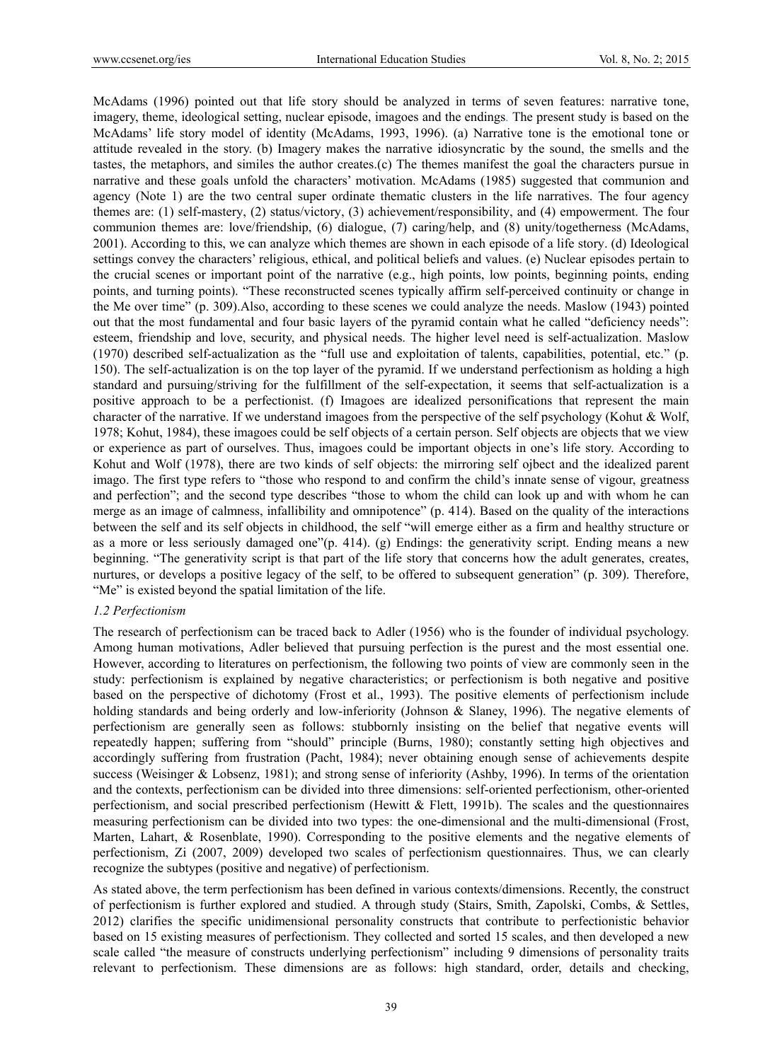McAdams (1996) pointed out that life story should be analyzed in terms of seven features: narrative tone, imagery, theme, ideological setting, nuclear episode, imagoes and the endings. The present study is based on the McAdams' life story model of identity (McAdams, 1993, 1996). (a) Narrative tone is the emotional tone or attitude revealed in the story. (b) Imagery makes the narrative idiosyncratic by the sound, the smells and the tastes, the metaphors, and similes the author creates.(c) The themes manifest the goal the characters pursue in narrative and these goals unfold the characters' motivation. McAdams (1985) suggested that communion and agency (Note 1) are the two central super ordinate thematic clusters in the life narratives. The four agency themes are: (1) self-mastery, (2) status/victory, (3) achievement/responsibility, and (4) empowerment. The four communion themes are: love/friendship, (6) dialogue, (7) caring/help, and (8) unity/togetherness (McAdams, 2001). According to this, we can analyze which themes are shown in each episode of a life story. (d) Ideological settings convey the characters' religious, ethical, and political beliefs and values. (e) Nuclear episodes pertain to the crucial scenes or important point of the narrative (e.g., high points, low points, beginning points, ending points, and turning points). "These reconstructed scenes typically affirm self-perceived continuity or change in the Me over time" (p. 309).Also, according to these scenes we could analyze the needs. Maslow (1943) pointed out that the most fundamental and four basic layers of the pyramid contain what he called "deficiency needs": esteem, friendship and love, security, and physical needs. The higher level need is self-actualization. Maslow (1970) described self-actualization as the "full use and exploitation of talents, capabilities, potential, etc." (p. 150). The self-actualization is on the top layer of the pyramid. If we understand perfectionism as holding a high standard and pursuing/striving for the fulfillment of the self-expectation, it seems that self-actualization is a positive approach to be a perfectionist. (f) Imagoes are idealized personifications that represent the main character of the narrative. If we understand imagoes from the perspective of the self psychology (Kohut & Wolf, 1978; Kohut, 1984), these imagoes could be self objects of a certain person. Self objects are objects that we view or experience as part of ourselves. Thus, imagoes could be important objects in one's life story. According to Kohut and Wolf (1978), there are two kinds of self objects: the mirroring self ojbect and the idealized parent imago. The first type refers to "those who respond to and confirm the child's innate sense of vigour, greatness and perfection"; and the second type describes "those to whom the child can look up and with whom he can merge as an image of calmness, infallibility and omnipotence" (p. 414). Based on the quality of the interactions between the self and its self objects in childhood, the self "will emerge either as a firm and healthy structure or as a more or less seriously damaged one"(p. 414). (g) Endings: the generativity script. Ending means a new beginning. "The generativity script is that part of the life story that concerns how the adult generates, creates, nurtures, or develops a positive legacy of the self, to be offered to subsequent generation" (p. 309). Therefore, "Me" is existed beyond the spatial limitation of the life.

### *1.2 Perfectionism*

The research of perfectionism can be traced back to Adler (1956) who is the founder of individual psychology. Among human motivations, Adler believed that pursuing perfection is the purest and the most essential one. However, according to literatures on perfectionism, the following two points of view are commonly seen in the study: perfectionism is explained by negative characteristics; or perfectionism is both negative and positive based on the perspective of dichotomy (Frost et al., 1993). The positive elements of perfectionism include holding standards and being orderly and low-inferiority (Johnson & Slaney, 1996). The negative elements of perfectionism are generally seen as follows: stubbornly insisting on the belief that negative events will repeatedly happen; suffering from "should" principle (Burns, 1980); constantly setting high objectives and accordingly suffering from frustration (Pacht, 1984); never obtaining enough sense of achievements despite success (Weisinger & Lobsenz, 1981); and strong sense of inferiority (Ashby, 1996). In terms of the orientation and the contexts, perfectionism can be divided into three dimensions: self-oriented perfectionism, other-oriented perfectionism, and social prescribed perfectionism (Hewitt & Flett, 1991b). The scales and the questionnaires measuring perfectionism can be divided into two types: the one-dimensional and the multi-dimensional (Frost, Marten, Lahart, & Rosenblate, 1990). Corresponding to the positive elements and the negative elements of perfectionism, Zi (2007, 2009) developed two scales of perfectionism questionnaires. Thus, we can clearly recognize the subtypes (positive and negative) of perfectionism.

As stated above, the term perfectionism has been defined in various contexts/dimensions. Recently, the construct of perfectionism is further explored and studied. A through study (Stairs, Smith, Zapolski, Combs, & Settles, 2012) clarifies the specific unidimensional personality constructs that contribute to perfectionistic behavior based on 15 existing measures of perfectionism. They collected and sorted 15 scales, and then developed a new scale called "the measure of constructs underlying perfectionism" including 9 dimensions of personality traits relevant to perfectionism. These dimensions are as follows: high standard, order, details and checking,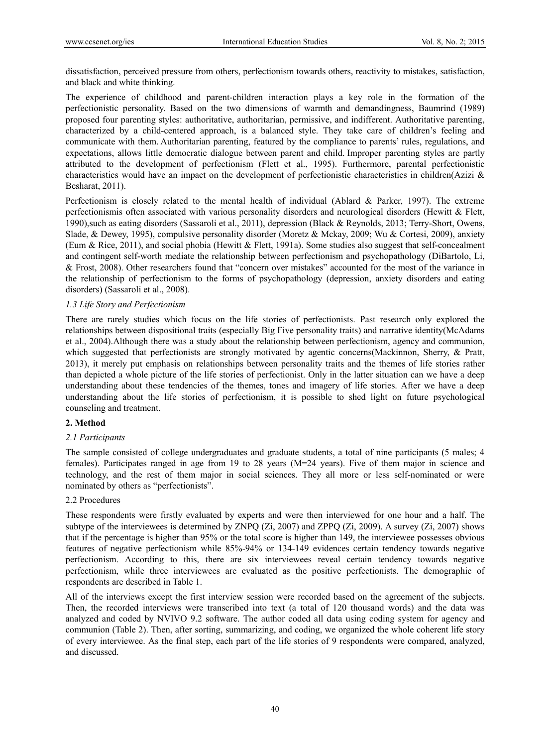dissatisfaction, perceived pressure from others, perfectionism towards others, reactivity to mistakes, satisfaction, and black and white thinking.

The experience of childhood and parent-children interaction plays a key role in the formation of the perfectionistic personality. Based on the two dimensions of warmth and demandingness, Baumrind (1989) proposed four parenting styles: authoritative, authoritarian, permissive, and indifferent. Authoritative parenting, characterized by a child-centered approach, is a balanced style. They take care of children's feeling and communicate with them. Authoritarian parenting, featured by the compliance to parents' rules, regulations, and expectations, allows little democratic dialogue between parent and child. Improper parenting styles are partly attributed to the development of perfectionism (Flett et al., 1995). Furthermore, parental perfectionistic characteristics would have an impact on the development of perfectionistic characteristics in children(Azizi & Besharat, 2011).

Perfectionism is closely related to the mental health of individual (Ablard & Parker, 1997). The extreme perfectionismis often associated with various personality disorders and neurological disorders (Hewitt & Flett, 1990),such as eating disorders (Sassaroli et al., 2011), depression (Black & Reynolds, 2013; Terry-Short, Owens, Slade, & Dewey, 1995), compulsive personality disorder (Moretz & Mckay, 2009; Wu & Cortesi, 2009), anxiety (Eum & Rice, 2011), and social phobia (Hewitt & Flett, 1991a). Some studies also suggest that self-concealment and contingent self-worth mediate the relationship between perfectionism and psychopathology (DiBartolo, Li, & Frost, 2008). Other researchers found that "concern over mistakes" accounted for the most of the variance in the relationship of perfectionism to the forms of psychopathology (depression, anxiety disorders and eating disorders) (Sassaroli et al., 2008).

### *1.3 Life Story and Perfectionism*

There are rarely studies which focus on the life stories of perfectionists. Past research only explored the relationships between dispositional traits (especially Big Five personality traits) and narrative identity(McAdams et al., 2004).Although there was a study about the relationship between perfectionism, agency and communion, which suggested that perfectionists are strongly motivated by agentic concerns(Mackinnon, Sherry, & Pratt, 2013), it merely put emphasis on relationships between personality traits and the themes of life stories rather than depicted a whole picture of the life stories of perfectionist. Only in the latter situation can we have a deep understanding about these tendencies of the themes, tones and imagery of life stories. After we have a deep understanding about the life stories of perfectionism, it is possible to shed light on future psychological counseling and treatment.

## **2. Method**

### *2.1 Participants*

The sample consisted of college undergraduates and graduate students, a total of nine participants (5 males; 4 females). Participates ranged in age from 19 to 28 years (M=24 years). Five of them major in science and technology, and the rest of them major in social sciences. They all more or less self-nominated or were nominated by others as "perfectionists".

### 2.2 Procedures

These respondents were firstly evaluated by experts and were then interviewed for one hour and a half. The subtype of the interviewees is determined by ZNPQ (Zi, 2007) and ZPPQ (Zi, 2009). A survey (Zi, 2007) shows that if the percentage is higher than 95% or the total score is higher than 149, the interviewee possesses obvious features of negative perfectionism while 85%-94% or 134-149 evidences certain tendency towards negative perfectionism. According to this, there are six interviewees reveal certain tendency towards negative perfectionism, while three interviewees are evaluated as the positive perfectionists. The demographic of respondents are described in Table 1.

All of the interviews except the first interview session were recorded based on the agreement of the subjects. Then, the recorded interviews were transcribed into text (a total of 120 thousand words) and the data was analyzed and coded by NVIVO 9.2 software. The author coded all data using coding system for agency and communion (Table 2). Then, after sorting, summarizing, and coding, we organized the whole coherent life story of every interviewee. As the final step, each part of the life stories of 9 respondents were compared, analyzed, and discussed.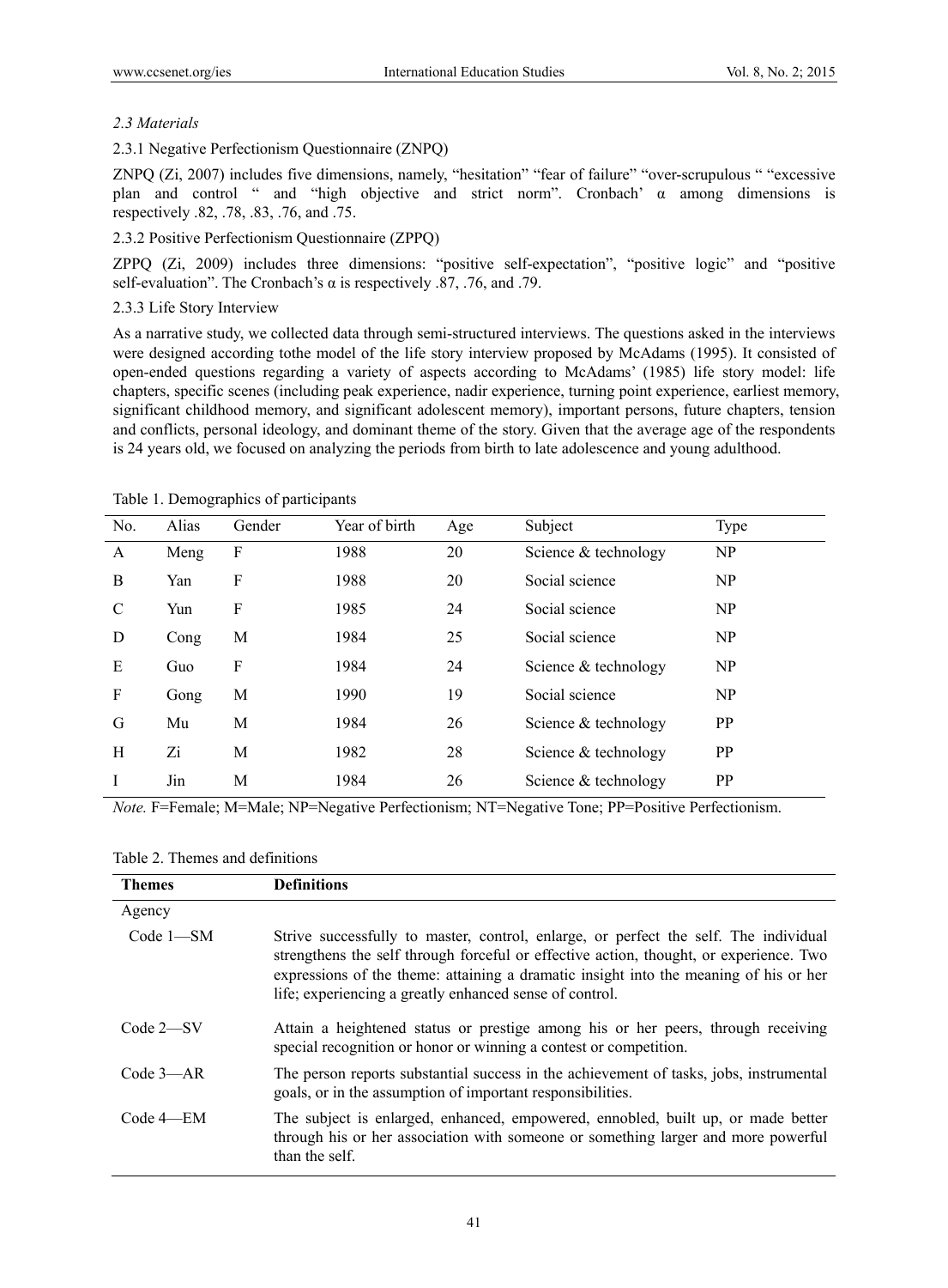*2.3 Materials*

2.3.1 Negative Perfectionism Questionnaire (ZNPQ)

ZNPQ (Zi, 2007) includes five dimensions, namely, "hesitation" "fear of failure" "over-scrupulous " "excessive plan and control " and "high objective and strict norm". Cronbach' α among dimensions is respectively .82, .78, .83, .76, and .75.

2.3.2 Positive Perfectionism Questionnaire (ZPPQ)

ZPPQ (Zi, 2009) includes three dimensions: "positive self-expectation", "positive logic" and "positive self-evaluation". The Cronbach's α is respectively .87, .76, and .79.

2.3.3 Life Story Interview

As a narrative study, we collected data through semi-structured interviews. The questions asked in the interviews were designed according tothe model of the life story interview proposed by McAdams (1995). It consisted of open-ended questions regarding a variety of aspects according to McAdams' (1985) life story model: life chapters, specific scenes (including peak experience, nadir experience, turning point experience, earliest memory, significant childhood memory, and significant adolescent memory), important persons, future chapters, tension and conflicts, personal ideology, and dominant theme of the story. Given that the average age of the respondents is 24 years old, we focused on analyzing the periods from birth to late adolescence and young adulthood.

Table 1. Demographics of participants

| No. | Alias | Gender | Year of birth | Age | Subject | Type |
|---|---|---|---|---|---|---|
| A | Meng | F | 1988 | 20 | Science & technology | NP |
| B | Yan | F | 1988 | 20 | Social science | NP |
| C | Yun | F | 1985 | 24 | Social science | NP |
| D | Cong | M | 1984 | 25 | Social science | NP |
| E | Guo | F | 1984 | 24 | Science & technology | NP |
| F | Gong | M | 1990 | 19 | Social science | NP |
| G | Mu | M | 1984 | 26 | Science & technology | PP |
| H | Zi | M | 1982 | 28 | Science & technology | PP |
| I | Jin | M | 1984 | 26 | Science & technology | PP |

*Note.* F=Female; M=Male; NP=Negative Perfectionism; NT=Negative Tone; PP=Positive Perfectionism.

Table 2. Themes and definitions

| **Themes** | **Definitions** |
|---|---|
| Agency | |
| Code 1—SM | Strive successfully to master, control, enlarge, or perfect the self. The individual strengthens the self through forceful or effective action, thought, or experience. Two expressions of the theme: attaining a dramatic insight into the meaning of his or her life; experiencing a greatly enhanced sense of control. |
| Code 2—SV | Attain a heightened status or prestige among his or her peers, through receiving special recognition or honor or winning a contest or competition. |
| Code 3—AR | The person reports substantial success in the achievement of tasks, jobs, instrumental goals, or in the assumption of important responsibilities. |
| Code 4—EM | The subject is enlarged, enhanced, empowered, ennobled, built up, or made better through his or her association with someone or something larger and more powerful than the self. |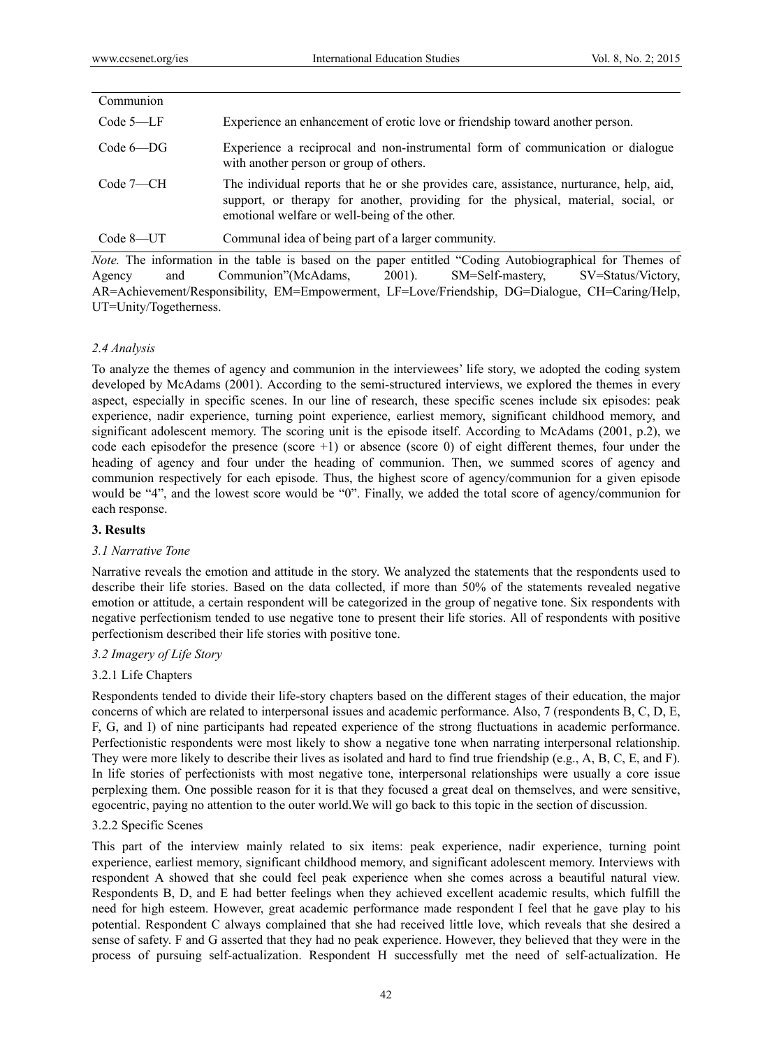| | |
|---|---|
| Communion | |
| Code 5—LF | Experience an enhancement of erotic love or friendship toward another person. |
| Code 6—DG | Experience a reciprocal and non-instrumental form of communication or dialogue with another person or group of others. |
| Code 7—CH | The individual reports that he or she provides care, assistance, nurturance, help, aid, support, or therapy for another, providing for the physical, material, social, or emotional welfare or well-being of the other. |
| Code 8—UT | Communal idea of being part of a larger community. |

*Note.* The information in the table is based on the paper entitled "Coding Autobiographical for Themes of Agency and Communion"(McAdams, 2001). SM=Self-mastery, SV=Status/Victory, AR=Achievement/Responsibility, EM=Empowerment, LF=Love/Friendship, DG=Dialogue, CH=Caring/Help, UT=Unity/Togetherness.

### *2.4 Analysis*

To analyze the themes of agency and communion in the interviewees' life story, we adopted the coding system developed by McAdams (2001). According to the semi-structured interviews, we explored the themes in every aspect, especially in specific scenes. In our line of research, these specific scenes include six episodes: peak experience, nadir experience, turning point experience, earliest memory, significant childhood memory, and significant adolescent memory. The scoring unit is the episode itself. According to McAdams (2001, p.2), we code each episodefor the presence (score +1) or absence (score 0) of eight different themes, four under the heading of agency and four under the heading of communion. Then, we summed scores of agency and communion respectively for each episode. Thus, the highest score of agency/communion for a given episode would be "4", and the lowest score would be "0". Finally, we added the total score of agency/communion for each response.

## **3. Results**

### *3.1 Narrative Tone*

Narrative reveals the emotion and attitude in the story. We analyzed the statements that the respondents used to describe their life stories. Based on the data collected, if more than 50% of the statements revealed negative emotion or attitude, a certain respondent will be categorized in the group of negative tone. Six respondents with negative perfectionism tended to use negative tone to present their life stories. All of respondents with positive perfectionism described their life stories with positive tone.

### *3.2 Imagery of Life Story*

#### 3.2.1 Life Chapters

Respondents tended to divide their life-story chapters based on the different stages of their education, the major concerns of which are related to interpersonal issues and academic performance. Also, 7 (respondents B, C, D, E, F, G, and I) of nine participants had repeated experience of the strong fluctuations in academic performance. Perfectionistic respondents were most likely to show a negative tone when narrating interpersonal relationship. They were more likely to describe their lives as isolated and hard to find true friendship (e.g., A, B, C, E, and F). In life stories of perfectionists with most negative tone, interpersonal relationships were usually a core issue perplexing them. One possible reason for it is that they focused a great deal on themselves, and were sensitive, egocentric, paying no attention to the outer world.We will go back to this topic in the section of discussion.

#### 3.2.2 Specific Scenes

This part of the interview mainly related to six items: peak experience, nadir experience, turning point experience, earliest memory, significant childhood memory, and significant adolescent memory. Interviews with respondent A showed that she could feel peak experience when she comes across a beautiful natural view. Respondents B, D, and E had better feelings when they achieved excellent academic results, which fulfill the need for high esteem. However, great academic performance made respondent I feel that he gave play to his potential. Respondent C always complained that she had received little love, which reveals that she desired a sense of safety. F and G asserted that they had no peak experience. However, they believed that they were in the process of pursuing self-actualization. Respondent H successfully met the need of self-actualization. He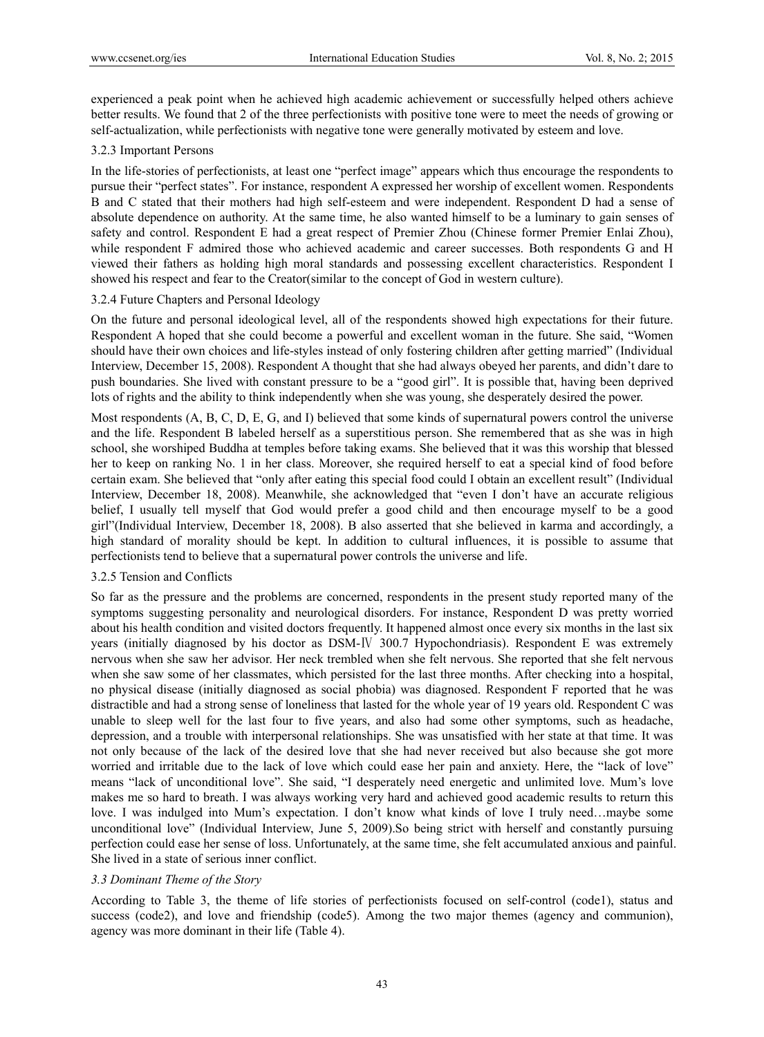experienced a peak point when he achieved high academic achievement or successfully helped others achieve better results. We found that 2 of the three perfectionists with positive tone were to meet the needs of growing or self-actualization, while perfectionists with negative tone were generally motivated by esteem and love.

#### 3.2.3 Important Persons

In the life-stories of perfectionists, at least one "perfect image" appears which thus encourage the respondents to pursue their "perfect states". For instance, respondent A expressed her worship of excellent women. Respondents B and C stated that their mothers had high self-esteem and were independent. Respondent D had a sense of absolute dependence on authority. At the same time, he also wanted himself to be a luminary to gain senses of safety and control. Respondent E had a great respect of Premier Zhou (Chinese former Premier Enlai Zhou), while respondent F admired those who achieved academic and career successes. Both respondents G and H viewed their fathers as holding high moral standards and possessing excellent characteristics. Respondent I showed his respect and fear to the Creator(similar to the concept of God in western culture).

#### 3.2.4 Future Chapters and Personal Ideology

On the future and personal ideological level, all of the respondents showed high expectations for their future. Respondent A hoped that she could become a powerful and excellent woman in the future. She said, "Women should have their own choices and life-styles instead of only fostering children after getting married" (Individual Interview, December 15, 2008). Respondent A thought that she had always obeyed her parents, and didn't dare to push boundaries. She lived with constant pressure to be a "good girl". It is possible that, having been deprived lots of rights and the ability to think independently when she was young, she desperately desired the power.

Most respondents (A, B, C, D, E, G, and I) believed that some kinds of supernatural powers control the universe and the life. Respondent B labeled herself as a superstitious person. She remembered that as she was in high school, she worshiped Buddha at temples before taking exams. She believed that it was this worship that blessed her to keep on ranking No. 1 in her class. Moreover, she required herself to eat a special kind of food before certain exam. She believed that "only after eating this special food could I obtain an excellent result" (Individual Interview, December 18, 2008). Meanwhile, she acknowledged that "even I don't have an accurate religious belief, I usually tell myself that God would prefer a good child and then encourage myself to be a good girl"(Individual Interview, December 18, 2008). B also asserted that she believed in karma and accordingly, a high standard of morality should be kept. In addition to cultural influences, it is possible to assume that perfectionists tend to believe that a supernatural power controls the universe and life.

#### 3.2.5 Tension and Conflicts

So far as the pressure and the problems are concerned, respondents in the present study reported many of the symptoms suggesting personality and neurological disorders. For instance, Respondent D was pretty worried about his health condition and visited doctors frequently. It happened almost once every six months in the last six years (initially diagnosed by his doctor as DSM-Ⅳ 300.7 Hypochondriasis). Respondent E was extremely nervous when she saw her advisor. Her neck trembled when she felt nervous. She reported that she felt nervous when she saw some of her classmates, which persisted for the last three months. After checking into a hospital, no physical disease (initially diagnosed as social phobia) was diagnosed. Respondent F reported that he was distractible and had a strong sense of loneliness that lasted for the whole year of 19 years old. Respondent C was unable to sleep well for the last four to five years, and also had some other symptoms, such as headache, depression, and a trouble with interpersonal relationships. She was unsatisfied with her state at that time. It was not only because of the lack of the desired love that she had never received but also because she got more worried and irritable due to the lack of love which could ease her pain and anxiety. Here, the "lack of love" means "lack of unconditional love". She said, "I desperately need energetic and unlimited love. Mum's love makes me so hard to breath. I was always working very hard and achieved good academic results to return this love. I was indulged into Mum's expectation. I don't know what kinds of love I truly need…maybe some unconditional love" (Individual Interview, June 5, 2009).So being strict with herself and constantly pursuing perfection could ease her sense of loss. Unfortunately, at the same time, she felt accumulated anxious and painful. She lived in a state of serious inner conflict.

### *3.3 Dominant Theme of the Story*

According to Table 3, the theme of life stories of perfectionists focused on self-control (code1), status and success (code2), and love and friendship (code5). Among the two major themes (agency and communion), agency was more dominant in their life (Table 4).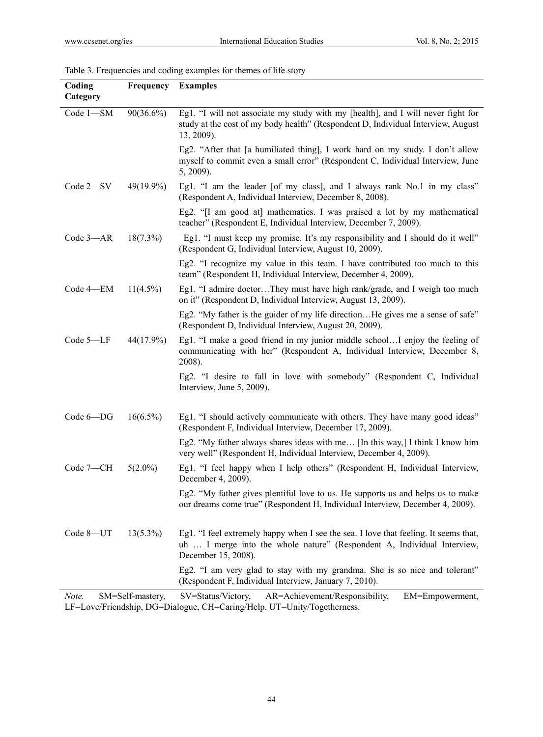Table 3. Frequencies and coding examples for themes of life story

| Coding Category | Frequency | Examples |
|---|---|---|
| Code 1—SM | 90(36.6%) | Eg1. "I will not associate my study with my [health], and I will never fight for study at the cost of my body health" (Respondent D, Individual Interview, August 13, 2009). |
| | | Eg2. "After that [a humiliated thing], I work hard on my study. I don't allow myself to commit even a small error" (Respondent C, Individual Interview, June 5, 2009). |
| Code 2—SV | 49(19.9%) | Eg1. "I am the leader [of my class], and I always rank No.1 in my class" (Respondent A, Individual Interview, December 8, 2008). |
| | | Eg2. "[I am good at] mathematics. I was praised a lot by my mathematical teacher" (Respondent E, Individual Interview, December 7, 2009). |
| Code 3—AR | 18(7.3%) | Eg1. "I must keep my promise. It's my responsibility and I should do it well" (Respondent G, Individual Interview, August 10, 2009). |
| | | Eg2. "I recognize my value in this team. I have contributed too much to this team" (Respondent H, Individual Interview, December 4, 2009). |
| Code 4—EM | 11(4.5%) | Eg1. "I admire doctor…They must have high rank/grade, and I weigh too much on it" (Respondent D, Individual Interview, August 13, 2009). |
| | | Eg2. "My father is the guider of my life direction…He gives me a sense of safe" (Respondent D, Individual Interview, August 20, 2009). |
| Code 5—LF | 44(17.9%) | Eg1. "I make a good friend in my junior middle school…I enjoy the feeling of communicating with her" (Respondent A, Individual Interview, December 8, 2008). |
| | | Eg2. "I desire to fall in love with somebody" (Respondent C, Individual Interview, June 5, 2009). |
| Code 6—DG | 16(6.5%) | Eg1. "I should actively communicate with others. They have many good ideas" (Respondent F, Individual Interview, December 17, 2009). |
| | | Eg2. "My father always shares ideas with me… [In this way,] I think I know him very well" (Respondent H, Individual Interview, December 4, 2009). |
| Code 7—CH | 5(2.0%) | Eg1. "I feel happy when I help others" (Respondent H, Individual Interview, December 4, 2009). |
| | | Eg2. "My father gives plentiful love to us. He supports us and helps us to make our dreams come true" (Respondent H, Individual Interview, December 4, 2009). |
| Code 8—UT | 13(5.3%) | Eg1. "I feel extremely happy when I see the sea. I love that feeling. It seems that, uh … I merge into the whole nature" (Respondent A, Individual Interview, December 15, 2008). |
| | | Eg2. "I am very glad to stay with my grandma. She is so nice and tolerant" (Respondent F, Individual Interview, January 7, 2010). |

*Note.* SM=Self-mastery, SV=Status/Victory, AR=Achievement/Responsibility, EM=Empowerment, LF=Love/Friendship, DG=Dialogue, CH=Caring/Help, UT=Unity/Togetherness.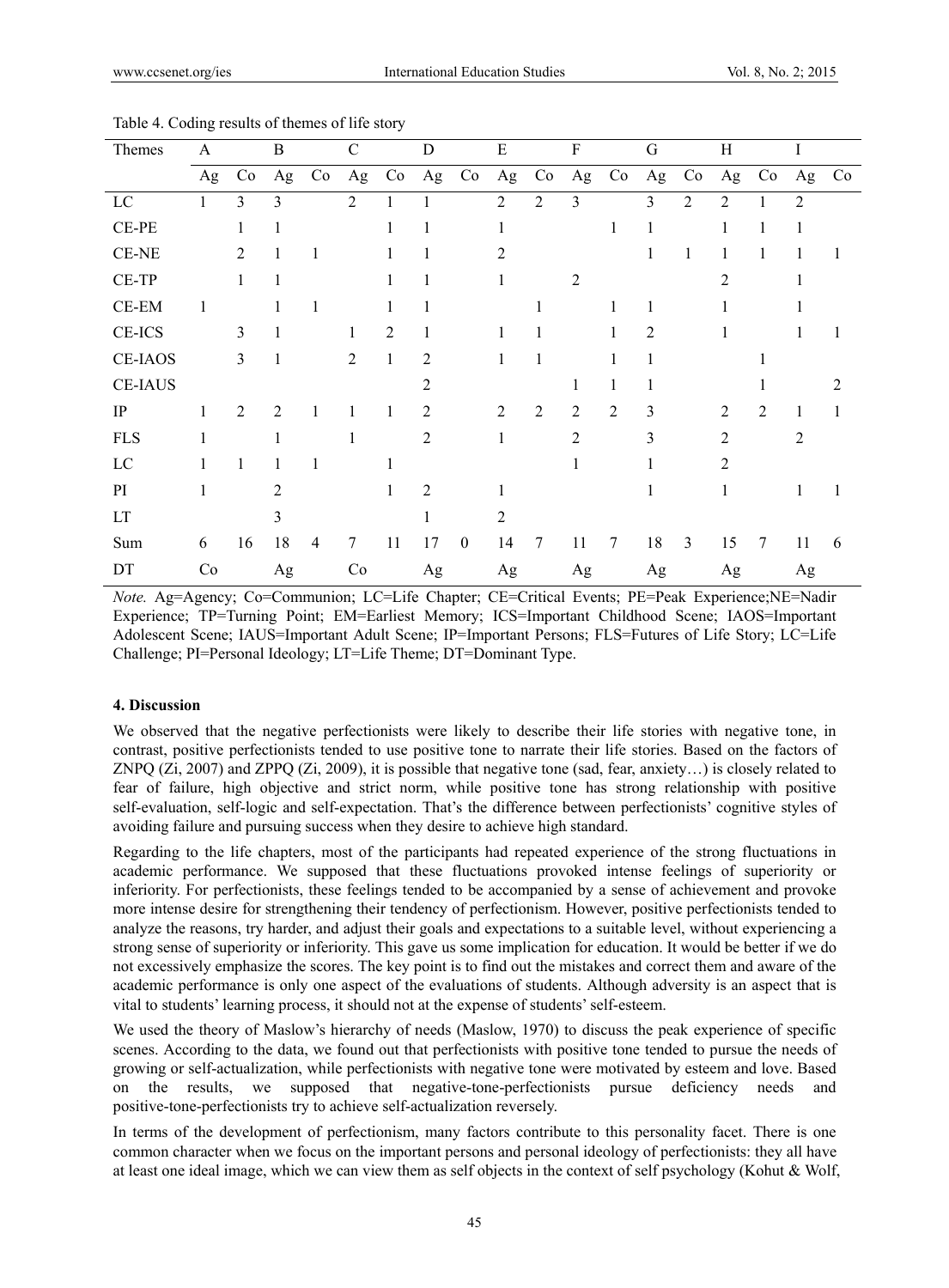Table 4. Coding results of themes of life story

| Themes | A | | B | | C | | D | | E | | F | | G | | H | | I | |
|---|---|---|---|---|---|---|---|---|---|---|---|---|---|---|---|---|---|---|
| | Ag | Co | Ag | Co | Ag | Co | Ag | Co | Ag | Co | Ag | Co | Ag | Co | Ag | Co | Ag | Co |
| LC | 1 | 3 | 3 | | 2 | 1 | 1 | | 2 | 2 | 3 | | 3 | 2 | 2 | 1 | 2 | |
| CE-PE | | 1 | 1 | | | 1 | 1 | | 1 | | | 1 | 1 | | 1 | 1 | 1 | |
| CE-NE | | 2 | 1 | 1 | | 1 | 1 | | 2 | | | | 1 | 1 | 1 | 1 | 1 | 1 |
| CE-TP | | 1 | 1 | | | 1 | 1 | | 1 | | 2 | | | | 2 | | 1 | |
| CE-EM | 1 | | 1 | 1 | | 1 | 1 | | | 1 | | 1 | 1 | | 1 | | 1 | |
| CE-ICS | | 3 | 1 | | 1 | 2 | 1 | | 1 | 1 | | 1 | 2 | | 1 | | 1 | 1 |
| CE-IAOS | | 3 | 1 | | 2 | 1 | 2 | | 1 | 1 | | 1 | 1 | | | 1 | | |
| CE-IAUS | | | | | | | 2 | | | | 1 | 1 | 1 | | | 1 | | 2 |
| IP | 1 | 2 | 2 | 1 | 1 | 1 | 2 | | 2 | 2 | 2 | 2 | 3 | | 2 | 2 | 1 | 1 |
| FLS | 1 | | 1 | | 1 | | 2 | | 1 | | 2 | | 3 | | 2 | | 2 | |
| LC | 1 | 1 | 1 | 1 | | 1 | | | | | 1 | | 1 | | 2 | | | |
| PI | 1 | | 2 | | | 1 | 2 | | 1 | | | | 1 | | 1 | | 1 | 1 |
| LT | | | 3 | | | | 1 | | 2 | | | | | | | | | |
| Sum | 6 | 16 | 18 | 4 | 7 | 11 | 17 | 0 | 14 | 7 | 11 | 7 | 18 | 3 | 15 | 7 | 11 | 6 |
| DT | Co | | Ag | | Co | | Ag | | Ag | | Ag | | Ag | | Ag | | Ag | |

*Note.* Ag=Agency; Co=Communion; LC=Life Chapter; CE=Critical Events; PE=Peak Experience;NE=Nadir Experience; TP=Turning Point; EM=Earliest Memory; ICS=Important Childhood Scene; IAOS=Important Adolescent Scene; IAUS=Important Adult Scene; IP=Important Persons; FLS=Futures of Life Story; LC=Life Challenge; PI=Personal Ideology; LT=Life Theme; DT=Dominant Type.

## 4. Discussion

We observed that the negative perfectionists were likely to describe their life stories with negative tone, in contrast, positive perfectionists tended to use positive tone to narrate their life stories. Based on the factors of ZNPQ (Zi, 2007) and ZPPQ (Zi, 2009), it is possible that negative tone (sad, fear, anxiety…) is closely related to fear of failure, high objective and strict norm, while positive tone has strong relationship with positive self-evaluation, self-logic and self-expectation. That's the difference between perfectionists' cognitive styles of avoiding failure and pursuing success when they desire to achieve high standard.

Regarding to the life chapters, most of the participants had repeated experience of the strong fluctuations in academic performance. We supposed that these fluctuations provoked intense feelings of superiority or inferiority. For perfectionists, these feelings tended to be accompanied by a sense of achievement and provoke more intense desire for strengthening their tendency of perfectionism. However, positive perfectionists tended to analyze the reasons, try harder, and adjust their goals and expectations to a suitable level, without experiencing a strong sense of superiority or inferiority. This gave us some implication for education. It would be better if we do not excessively emphasize the scores. The key point is to find out the mistakes and correct them and aware of the academic performance is only one aspect of the evaluations of students. Although adversity is an aspect that is vital to students' learning process, it should not at the expense of students' self-esteem.

We used the theory of Maslow's hierarchy of needs (Maslow, 1970) to discuss the peak experience of specific scenes. According to the data, we found out that perfectionists with positive tone tended to pursue the needs of growing or self-actualization, while perfectionists with negative tone were motivated by esteem and love. Based on the results, we supposed that negative-tone-perfectionists pursue deficiency needs and positive-tone-perfectionists try to achieve self-actualization reversely.

In terms of the development of perfectionism, many factors contribute to this personality facet. There is one common character when we focus on the important persons and personal ideology of perfectionists: they all have at least one ideal image, which we can view them as self objects in the context of self psychology (Kohut & Wolf,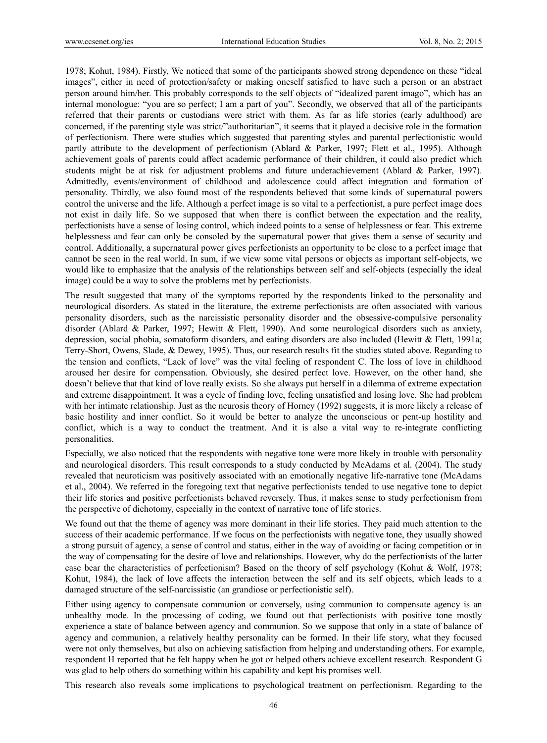1978; Kohut, 1984). Firstly, We noticed that some of the participants showed strong dependence on these "ideal images", either in need of protection/safety or making oneself satisfied to have such a person or an abstract person around him/her. This probably corresponds to the self objects of "idealized parent imago", which has an internal monologue: "you are so perfect; I am a part of you". Secondly, we observed that all of the participants referred that their parents or custodians were strict with them. As far as life stories (early adulthood) are concerned, if the parenting style was strict/"authoritarian", it seems that it played a decisive role in the formation of perfectionism. There were studies which suggested that parenting styles and parental perfectionistic would partly attribute to the development of perfectionism (Ablard & Parker, 1997; Flett et al., 1995). Although achievement goals of parents could affect academic performance of their children, it could also predict which students might be at risk for adjustment problems and future underachievement (Ablard & Parker, 1997). Admittedly, events/environment of childhood and adolescence could affect integration and formation of personality. Thirdly, we also found most of the respondents believed that some kinds of supernatural powers control the universe and the life. Although a perfect image is so vital to a perfectionist, a pure perfect image does not exist in daily life. So we supposed that when there is conflict between the expectation and the reality, perfectionists have a sense of losing control, which indeed points to a sense of helplessness or fear. This extreme helplessness and fear can only be consoled by the supernatural power that gives them a sense of security and control. Additionally, a supernatural power gives perfectionists an opportunity to be close to a perfect image that cannot be seen in the real world. In sum, if we view some vital persons or objects as important self-objects, we would like to emphasize that the analysis of the relationships between self and self-objects (especially the ideal image) could be a way to solve the problems met by perfectionists.

The result suggested that many of the symptoms reported by the respondents linked to the personality and neurological disorders. As stated in the literature, the extreme perfectionists are often associated with various personality disorders, such as the narcissistic personality disorder and the obsessive-compulsive personality disorder (Ablard & Parker, 1997; Hewitt & Flett, 1990). And some neurological disorders such as anxiety, depression, social phobia, somatoform disorders, and eating disorders are also included (Hewitt & Flett, 1991a; Terry-Short, Owens, Slade, & Dewey, 1995). Thus, our research results fit the studies stated above. Regarding to the tension and conflicts, "Lack of love" was the vital feeling of respondent C. The loss of love in childhood aroused her desire for compensation. Obviously, she desired perfect love. However, on the other hand, she doesn't believe that that kind of love really exists. So she always put herself in a dilemma of extreme expectation and extreme disappointment. It was a cycle of finding love, feeling unsatisfied and losing love. She had problem with her intimate relationship. Just as the neurosis theory of Horney (1992) suggests, it is more likely a release of basic hostility and inner conflict. So it would be better to analyze the unconscious or pent-up hostility and conflict, which is a way to conduct the treatment. And it is also a vital way to re-integrate conflicting personalities.

Especially, we also noticed that the respondents with negative tone were more likely in trouble with personality and neurological disorders. This result corresponds to a study conducted by McAdams et al. (2004). The study revealed that neuroticism was positively associated with an emotionally negative life-narrative tone (McAdams et al., 2004). We referred in the foregoing text that negative perfectionists tended to use negative tone to depict their life stories and positive perfectionists behaved reversely. Thus, it makes sense to study perfectionism from the perspective of dichotomy, especially in the context of narrative tone of life stories.

We found out that the theme of agency was more dominant in their life stories. They paid much attention to the success of their academic performance. If we focus on the perfectionists with negative tone, they usually showed a strong pursuit of agency, a sense of control and status, either in the way of avoiding or facing competition or in the way of compensating for the desire of love and relationships. However, why do the perfectionists of the latter case bear the characteristics of perfectionism? Based on the theory of self psychology (Kohut & Wolf, 1978; Kohut, 1984), the lack of love affects the interaction between the self and its self objects, which leads to a damaged structure of the self-narcissistic (an grandiose or perfectionistic self).

Either using agency to compensate communion or conversely, using communion to compensate agency is an unhealthy mode. In the processing of coding, we found out that perfectionists with positive tone mostly experience a state of balance between agency and communion. So we suppose that only in a state of balance of agency and communion, a relatively healthy personality can be formed. In their life story, what they focused were not only themselves, but also on achieving satisfaction from helping and understanding others. For example, respondent H reported that he felt happy when he got or helped others achieve excellent research. Respondent G was glad to help others do something within his capability and kept his promises well.

This research also reveals some implications to psychological treatment on perfectionism. Regarding to the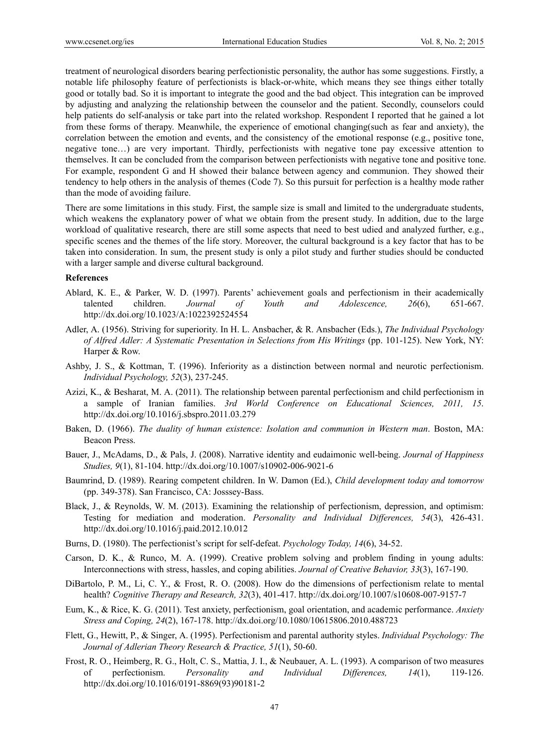treatment of neurological disorders bearing perfectionistic personality, the author has some suggestions. Firstly, a notable life philosophy feature of perfectionists is black-or-white, which means they see things either totally good or totally bad. So it is important to integrate the good and the bad object. This integration can be improved by adjusting and analyzing the relationship between the counselor and the patient. Secondly, counselors could help patients do self-analysis or take part into the related workshop. Respondent I reported that he gained a lot from these forms of therapy. Meanwhile, the experience of emotional changing(such as fear and anxiety), the correlation between the emotion and events, and the consistency of the emotional response (e.g., positive tone, negative tone…) are very important. Thirdly, perfectionists with negative tone pay excessive attention to themselves. It can be concluded from the comparison between perfectionists with negative tone and positive tone. For example, respondent G and H showed their balance between agency and communion. They showed their tendency to help others in the analysis of themes (Code 7). So this pursuit for perfection is a healthy mode rather than the mode of avoiding failure.

There are some limitations in this study. First, the sample size is small and limited to the undergraduate students, which weakens the explanatory power of what we obtain from the present study. In addition, due to the large workload of qualitative research, there are still some aspects that need to best udied and analyzed further, e.g., specific scenes and the themes of the life story. Moreover, the cultural background is a key factor that has to be taken into consideration. In sum, the present study is only a pilot study and further studies should be conducted with a larger sample and diverse cultural background.

**References**

Ablard, K. E., & Parker, W. D. (1997). Parents' achievement goals and perfectionism in their academically talented children. *Journal of Youth and Adolescence, 26*(6), 651-667. http://dx.doi.org/10.1023/A:1022392524554

Adler, A. (1956). Striving for superiority. In H. L. Ansbacher, & R. Ansbacher (Eds.), *The Individual Psychology of Alfred Adler: A Systematic Presentation in Selections from His Writings* (pp. 101-125). New York, NY: Harper & Row.

Ashby, J. S., & Kottman, T. (1996). Inferiority as a distinction between normal and neurotic perfectionism. *Individual Psychology, 52*(3), 237-245.

Azizi, K., & Besharat, M. A. (2011). The relationship between parental perfectionism and child perfectionism in a sample of Iranian families. *3rd World Conference on Educational Sciences, 2011, 15*. http://dx.doi.org/10.1016/j.sbspro.2011.03.279

Baken, D. (1966). *The duality of human existence: Isolation and communion in Western man*. Boston, MA: Beacon Press.

Bauer, J., McAdams, D., & Pals, J. (2008). Narrative identity and eudaimonic well-being. *Journal of Happiness Studies, 9*(1), 81-104. http://dx.doi.org/10.1007/s10902-006-9021-6

Baumrind, D. (1989). Rearing competent children. In W. Damon (Ed.), *Child development today and tomorrow* (pp. 349-378). San Francisco, CA: Josssey-Bass.

Black, J., & Reynolds, W. M. (2013). Examining the relationship of perfectionism, depression, and optimism: Testing for mediation and moderation. *Personality and Individual Differences, 54*(3), 426-431. http://dx.doi.org/10.1016/j.paid.2012.10.012

Burns, D. (1980). The perfectionist's script for self-defeat. *Psychology Today, 14*(6), 34-52.

Carson, D. K., & Runco, M. A. (1999). Creative problem solving and problem finding in young adults: Interconnections with stress, hassles, and coping abilities. *Journal of Creative Behavior, 33*(3), 167-190.

DiBartolo, P. M., Li, C. Y., & Frost, R. O. (2008). How do the dimensions of perfectionism relate to mental health? *Cognitive Therapy and Research, 32*(3), 401-417. http://dx.doi.org/10.1007/s10608-007-9157-7

Eum, K., & Rice, K. G. (2011). Test anxiety, perfectionism, goal orientation, and academic performance. *Anxiety Stress and Coping, 24*(2), 167-178. http://dx.doi.org/10.1080/10615806.2010.488723

Flett, G., Hewitt, P., & Singer, A. (1995). Perfectionism and parental authority styles. *Individual Psychology: The Journal of Adlerian Theory Research & Practice, 51*(1), 50-60.

Frost, R. O., Heimberg, R. G., Holt, C. S., Mattia, J. I., & Neubauer, A. L. (1993). A comparison of two measures of perfectionism. *Personality and Individual Differences, 14*(1), 119-126. http://dx.doi.org/10.1016/0191-8869(93)90181-2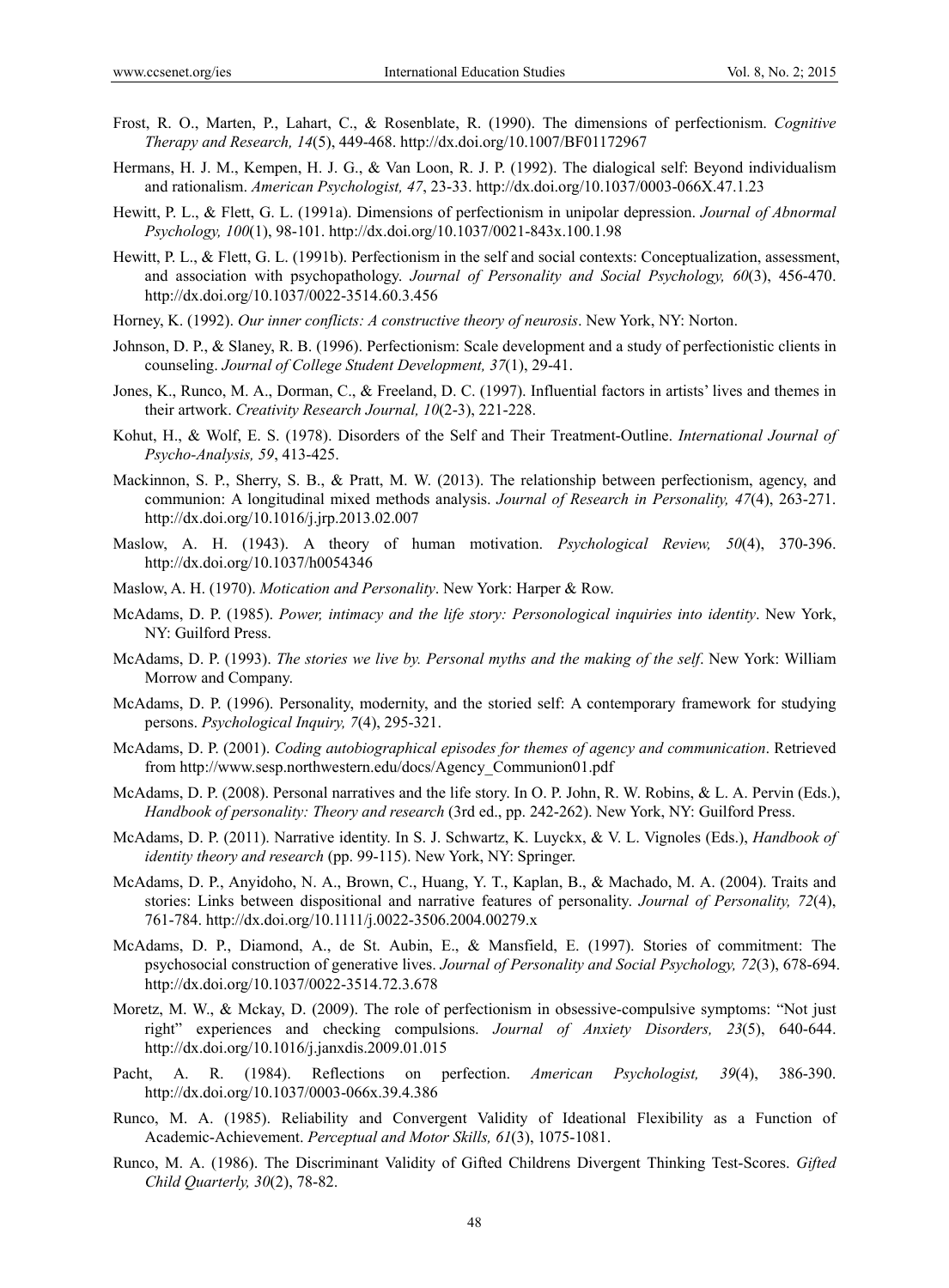Frost, R. O., Marten, P., Lahart, C., & Rosenblate, R. (1990). The dimensions of perfectionism. *Cognitive Therapy and Research, 14*(5), 449-468. http://dx.doi.org/10.1007/BF01172967

Hermans, H. J. M., Kempen, H. J. G., & Van Loon, R. J. P. (1992). The dialogical self: Beyond individualism and rationalism. *American Psychologist, 47*, 23-33. http://dx.doi.org/10.1037/0003-066X.47.1.23

Hewitt, P. L., & Flett, G. L. (1991a). Dimensions of perfectionism in unipolar depression. *Journal of Abnormal Psychology, 100*(1), 98-101. http://dx.doi.org/10.1037/0021-843x.100.1.98

Hewitt, P. L., & Flett, G. L. (1991b). Perfectionism in the self and social contexts: Conceptualization, assessment, and association with psychopathology. *Journal of Personality and Social Psychology, 60*(3), 456-470. http://dx.doi.org/10.1037/0022-3514.60.3.456

Horney, K. (1992). *Our inner conflicts: A constructive theory of neurosis*. New York, NY: Norton.

Johnson, D. P., & Slaney, R. B. (1996). Perfectionism: Scale development and a study of perfectionistic clients in counseling. *Journal of College Student Development, 37*(1), 29-41.

Jones, K., Runco, M. A., Dorman, C., & Freeland, D. C. (1997). Influential factors in artists' lives and themes in their artwork. *Creativity Research Journal, 10*(2-3), 221-228.

Kohut, H., & Wolf, E. S. (1978). Disorders of the Self and Their Treatment-Outline. *International Journal of Psycho-Analysis, 59*, 413-425.

Mackinnon, S. P., Sherry, S. B., & Pratt, M. W. (2013). The relationship between perfectionism, agency, and communion: A longitudinal mixed methods analysis. *Journal of Research in Personality, 47*(4), 263-271. http://dx.doi.org/10.1016/j.jrp.2013.02.007

Maslow, A. H. (1943). A theory of human motivation. *Psychological Review, 50*(4), 370-396. http://dx.doi.org/10.1037/h0054346

Maslow, A. H. (1970). *Motication and Personality*. New York: Harper & Row.

McAdams, D. P. (1985). *Power, intimacy and the life story: Personological inquiries into identity*. New York, NY: Guilford Press.

McAdams, D. P. (1993). *The stories we live by. Personal myths and the making of the self*. New York: William Morrow and Company.

McAdams, D. P. (1996). Personality, modernity, and the storied self: A contemporary framework for studying persons. *Psychological Inquiry, 7*(4), 295-321.

McAdams, D. P. (2001). *Coding autobiographical episodes for themes of agency and communication*. Retrieved from http://www.sesp.northwestern.edu/docs/Agency_Communion01.pdf

McAdams, D. P. (2008). Personal narratives and the life story. In O. P. John, R. W. Robins, & L. A. Pervin (Eds.), *Handbook of personality: Theory and research* (3rd ed., pp. 242-262). New York, NY: Guilford Press.

McAdams, D. P. (2011). Narrative identity. In S. J. Schwartz, K. Luyckx, & V. L. Vignoles (Eds.), *Handbook of identity theory and research* (pp. 99-115). New York, NY: Springer.

McAdams, D. P., Anyidoho, N. A., Brown, C., Huang, Y. T., Kaplan, B., & Machado, M. A. (2004). Traits and stories: Links between dispositional and narrative features of personality. *Journal of Personality, 72*(4), 761-784. http://dx.doi.org/10.1111/j.0022-3506.2004.00279.x

McAdams, D. P., Diamond, A., de St. Aubin, E., & Mansfield, E. (1997). Stories of commitment: The psychosocial construction of generative lives. *Journal of Personality and Social Psychology, 72*(3), 678-694. http://dx.doi.org/10.1037/0022-3514.72.3.678

Moretz, M. W., & Mckay, D. (2009). The role of perfectionism in obsessive-compulsive symptoms: "Not just right" experiences and checking compulsions. *Journal of Anxiety Disorders, 23*(5), 640-644. http://dx.doi.org/10.1016/j.janxdis.2009.01.015

Pacht, A. R. (1984). Reflections on perfection. *American Psychologist, 39*(4), 386-390. http://dx.doi.org/10.1037/0003-066x.39.4.386

Runco, M. A. (1985). Reliability and Convergent Validity of Ideational Flexibility as a Function of Academic-Achievement. *Perceptual and Motor Skills, 61*(3), 1075-1081.

Runco, M. A. (1986). The Discriminant Validity of Gifted Childrens Divergent Thinking Test-Scores. *Gifted Child Quarterly, 30*(2), 78-82.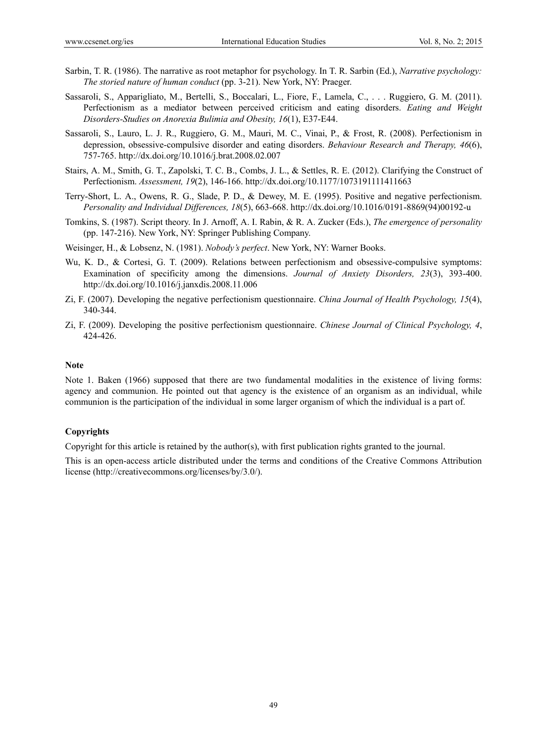Sarbin, T. R. (1986). The narrative as root metaphor for psychology. In T. R. Sarbin (Ed.), *Narrative psychology: The storied nature of human conduct* (pp. 3-21). New York, NY: Praeger.

Sassaroli, S., Apparigliato, M., Bertelli, S., Boccalari, L., Fiore, F., Lamela, C., . . . Ruggiero, G. M. (2011). Perfectionism as a mediator between perceived criticism and eating disorders. *Eating and Weight Disorders-Studies on Anorexia Bulimia and Obesity, 16*(1), E37-E44.

Sassaroli, S., Lauro, L. J. R., Ruggiero, G. M., Mauri, M. C., Vinai, P., & Frost, R. (2008). Perfectionism in depression, obsessive-compulsive disorder and eating disorders. *Behaviour Research and Therapy, 46*(6), 757-765. http://dx.doi.org/10.1016/j.brat.2008.02.007

Stairs, A. M., Smith, G. T., Zapolski, T. C. B., Combs, J. L., & Settles, R. E. (2012). Clarifying the Construct of Perfectionism. *Assessment, 19*(2), 146-166. http://dx.doi.org/10.1177/1073191111411663

Terry-Short, L. A., Owens, R. G., Slade, P. D., & Dewey, M. E. (1995). Positive and negative perfectionism. *Personality and Individual Differences, 18*(5), 663-668. http://dx.doi.org/10.1016/0191-8869(94)00192-u

Tomkins, S. (1987). Script theory. In J. Arnoff, A. I. Rabin, & R. A. Zucker (Eds.), *The emergence of personality* (pp. 147-216). New York, NY: Springer Publishing Company.

Weisinger, H., & Lobsenz, N. (1981). *Nobody's perfect*. New York, NY: Warner Books.

Wu, K. D., & Cortesi, G. T. (2009). Relations between perfectionism and obsessive-compulsive symptoms: Examination of specificity among the dimensions. *Journal of Anxiety Disorders, 23*(3), 393-400. http://dx.doi.org/10.1016/j.janxdis.2008.11.006

Zi, F. (2007). Developing the negative perfectionism questionnaire. *China Journal of Health Psychology, 15*(4), 340-344.

Zi, F. (2009). Developing the positive perfectionism questionnaire. *Chinese Journal of Clinical Psychology, 4*, 424-426.

## Note

Note 1. Baken (1966) supposed that there are two fundamental modalities in the existence of living forms: agency and communion. He pointed out that agency is the existence of an organism as an individual, while communion is the participation of the individual in some larger organism of which the individual is a part of.

## Copyrights

Copyright for this article is retained by the author(s), with first publication rights granted to the journal.

This is an open-access article distributed under the terms and conditions of the Creative Commons Attribution license (http://creativecommons.org/licenses/by/3.0/).